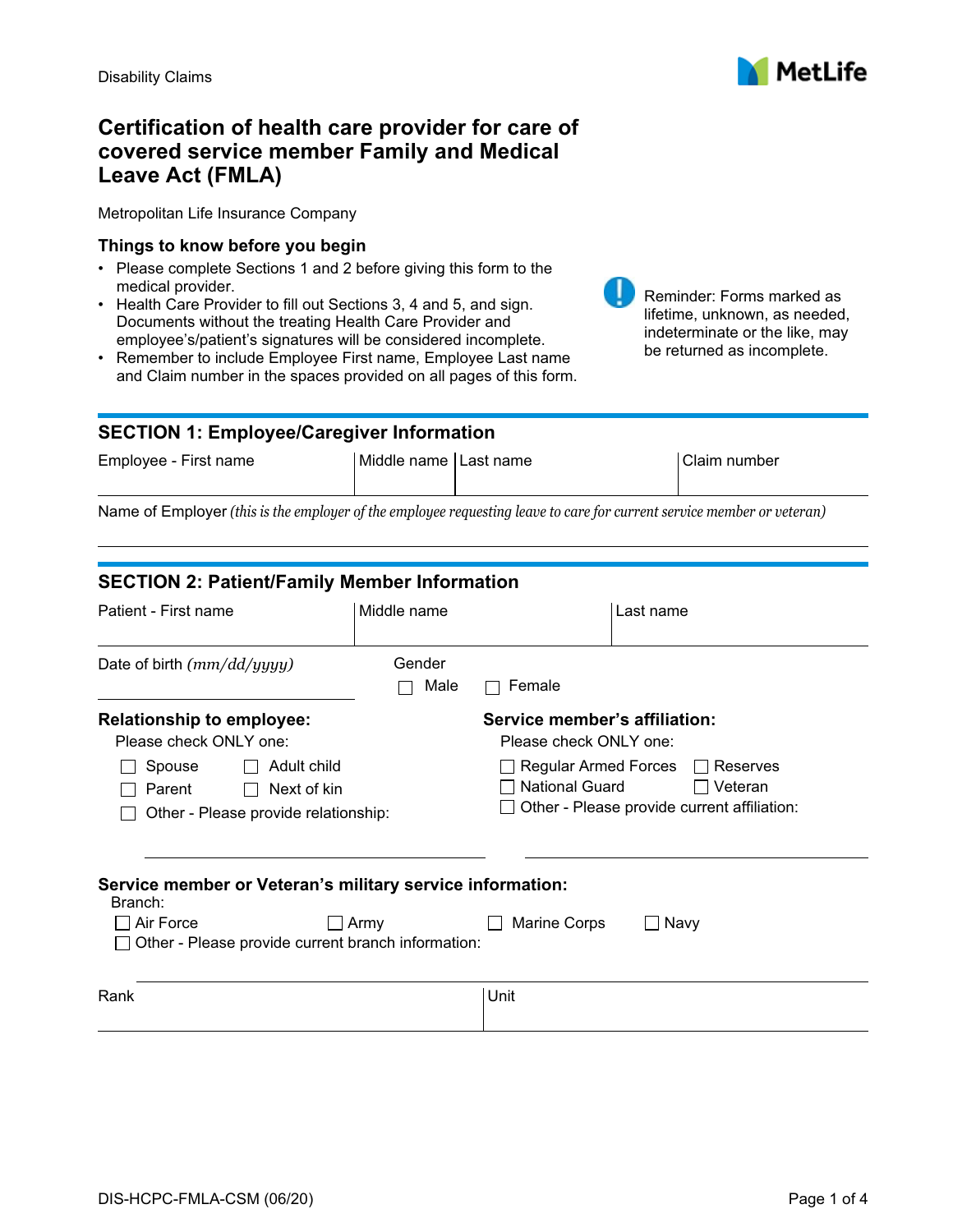Disability Claims

MetLife

# Certification of health care provider for care of covered service member Family and Medical Leave Act (FMLA)

Metropolitan Life Insurance Company

### Things to know before you begin

- Please complete Sections 1 and 2 before giving this form to the medical provider.
- Health Care Provider to fill out Sections 3, 4 and 5, and sign. Documents without the treating Health Care Provider and employee's/patient's signatures will be considered incomplete.
- Remember to include Employee First name, Employee Last name and Claim number in the spaces provided on all pages of this form.

Reminder: Forms marked as lifetime, unknown, as needed, indeterminate or the like, may be returned as incomplete.

## SECTION 1: Employee/Caregiver Information

| Employee - First name | Middle name | Last name | Claim number |
|---|---|---|---|
| | | | |

Name of Employer *(this is the employer of the employee requesting leave to care for current service member or veteran)*

## SECTION 2: Patient/Family Member Information

| Patient - First name | Middle name | Last name |
|---|---|---|
| | | |

Date of birth *(mm/dd/yyyy)*

Gender
☐ Male ☐ Female

**Relationship to employee:**
Please check ONLY one:
☐ Spouse ☐ Adult child
☐ Parent ☐ Next of kin
☐ Other - Please provide relationship:

**Service member's affiliation:**
Please check ONLY one:
☐ Regular Armed Forces ☐ Reserves
☐ National Guard ☐ Veteran
☐ Other - Please provide current affiliation:

**Service member or Veteran's military service information:**
Branch:
☐ Air Force ☐ Army ☐ Marine Corps ☐ Navy
☐ Other - Please provide current branch information:

| Rank | Unit |
|---|---|
| | |

DIS-HCPC-FMLA-CSM (06/20)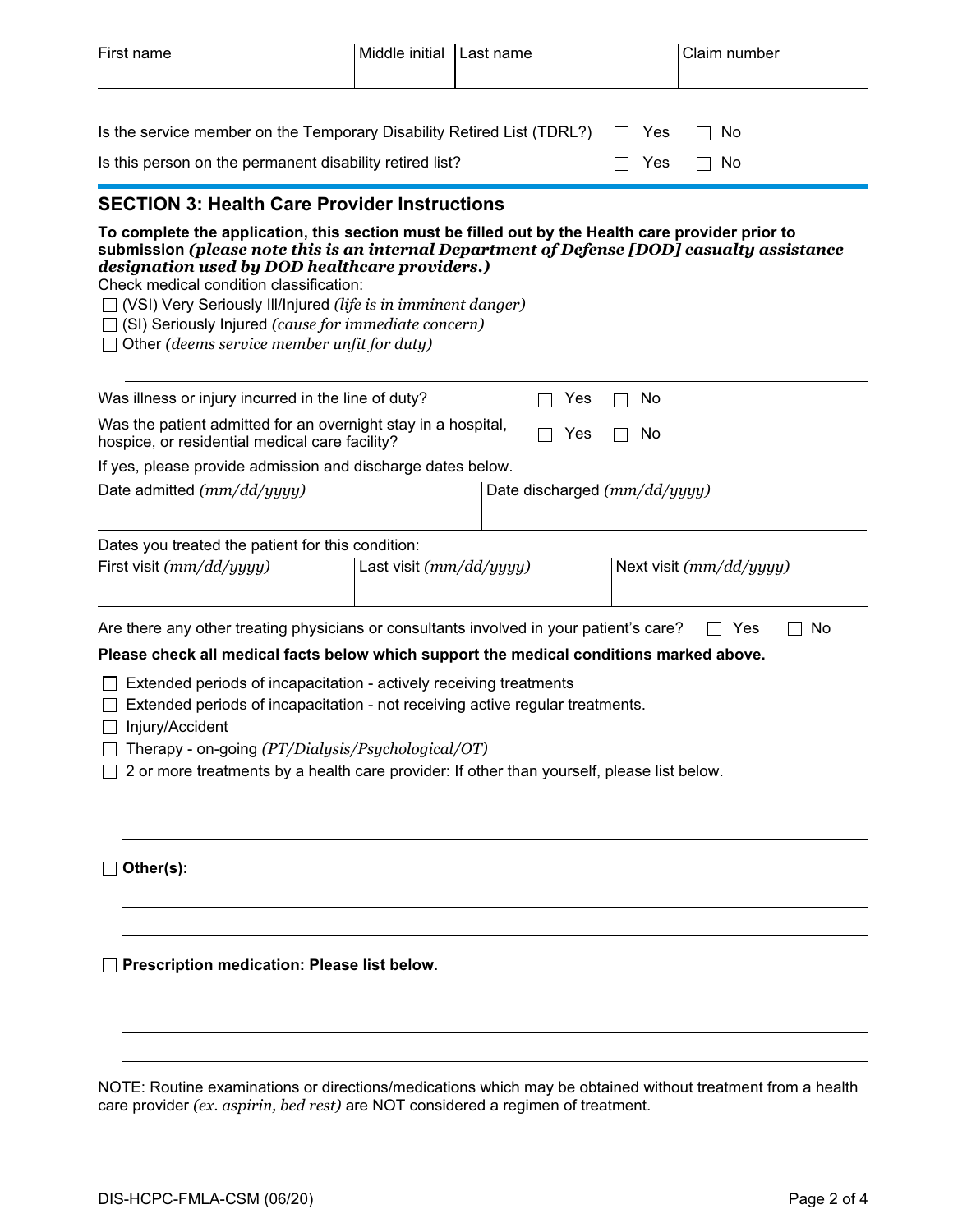| First name | Middle initial | Last name | Claim number |
| --- | --- | --- | --- |
| | | | |

Is the service member on the Temporary Disability Retired List (TDRL?) ☐ Yes ☐ No

Is this person on the permanent disability retired list? ☐ Yes ☐ No

## SECTION 3: Health Care Provider Instructions

**To complete the application, this section must be filled out by the Health care provider prior to submission *(please note this is an internal Department of Defense [DOD] casualty assistance designation used by DOD healthcare providers.)***

Check medical condition classification:

☐ (VSI) Very Seriously Ill/Injured *(life is in imminent danger)*
☐ (SI) Seriously Injured *(cause for immediate concern)*
☐ Other *(deems service member unfit for duty)*

Was illness or injury incurred in the line of duty? ☐ Yes ☐ No

Was the patient admitted for an overnight stay in a hospital, hospice, or residential medical care facility? ☐ Yes ☐ No

If yes, please provide admission and discharge dates below.

| Date admitted *(mm/dd/yyyy)* | Date discharged *(mm/dd/yyyy)* |
| --- | --- |
| | |

Dates you treated the patient for this condition:

| First visit *(mm/dd/yyyy)* | Last visit *(mm/dd/yyyy)* | Next visit *(mm/dd/yyyy)* |
| --- | --- | --- |
| | | |

Are there any other treating physicians or consultants involved in your patient's care? ☐ Yes ☐ No

**Please check all medical facts below which support the medical conditions marked above.**

☐ Extended periods of incapacitation - actively receiving treatments
☐ Extended periods of incapacitation - not receiving active regular treatments.
☐ Injury/Accident
☐ Therapy - on-going *(PT/Dialysis/Psychological/OT)*
☐ 2 or more treatments by a health care provider: If other than yourself, please list below.

☐ **Other(s):**

☐ **Prescription medication: Please list below.**

NOTE: Routine examinations or directions/medications which may be obtained without treatment from a health care provider *(ex. aspirin, bed rest)* are NOT considered a regimen of treatment.

DIS-HCPC-FMLA-CSM (06/20)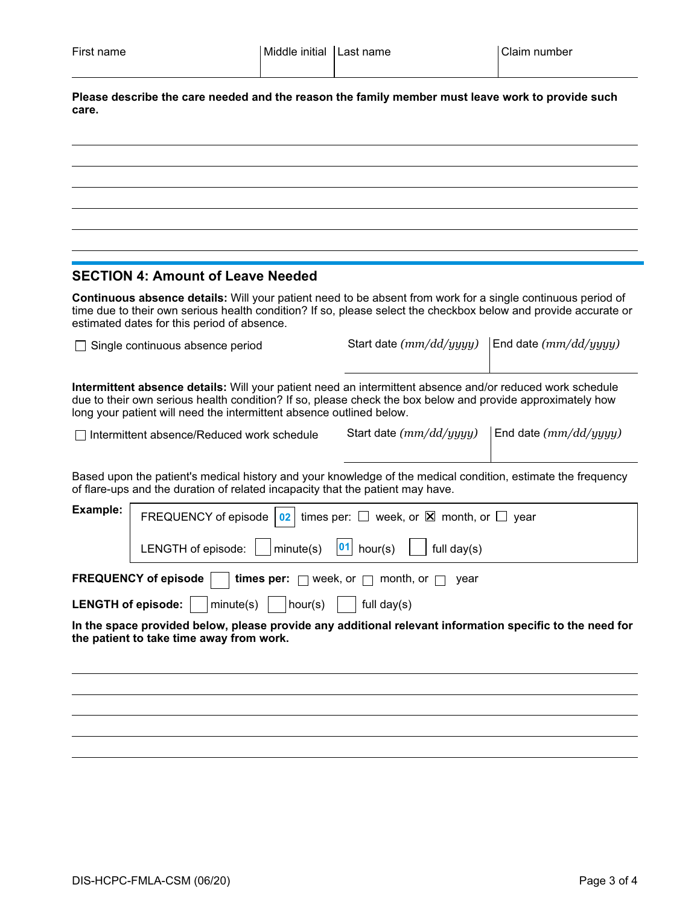| First name | Middle initial | Last name | Claim number |
|---|---|---|---|
| | | | |

**Please describe the care needed and the reason the family member must leave work to provide such care.**

______________________________________________

______________________________________________

______________________________________________

______________________________________________

______________________________________________

## SECTION 4: Amount of Leave Needed

**Continuous absence details:** Will your patient need to be absent from work for a single continuous period of time due to their own serious health condition? If so, please select the checkbox below and provide accurate or estimated dates for this period of absence.

| ☐ Single continuous absence period | Start date *(mm/dd/yyyy)* | End date *(mm/dd/yyyy)* |
|---|---|---|
| | | |

**Intermittent absence details:** Will your patient need an intermittent absence and/or reduced work schedule due to their own serious health condition? If so, please check the box below and provide approximately how long your patient will need the intermittent absence outlined below.

| ☐ Intermittent absence/Reduced work schedule | Start date *(mm/dd/yyyy)* | End date *(mm/dd/yyyy)* |
|---|---|---|
| | | |

Based upon the patient's medical history and your knowledge of the medical condition, estimate the frequency of flare-ups and the duration of related incapacity that the patient may have.

**Example:**

FREQUENCY of episode [02] times per: ☐ week, or ☒ month, or ☐ year

LENGTH of episode: [ ] minute(s) [01] hour(s) [ ] full day(s)

**FREQUENCY of episode** [ ] **times per:** ☐ week, or ☐ month, or ☐ year

**LENGTH of episode:** [ ] minute(s) [ ] hour(s) [ ] full day(s)

**In the space provided below, please provide any additional relevant information specific to the need for the patient to take time away from work.**

______________________________________________

______________________________________________

______________________________________________

______________________________________________

______________________________________________

DIS-HCPC-FMLA-CSM (06/20)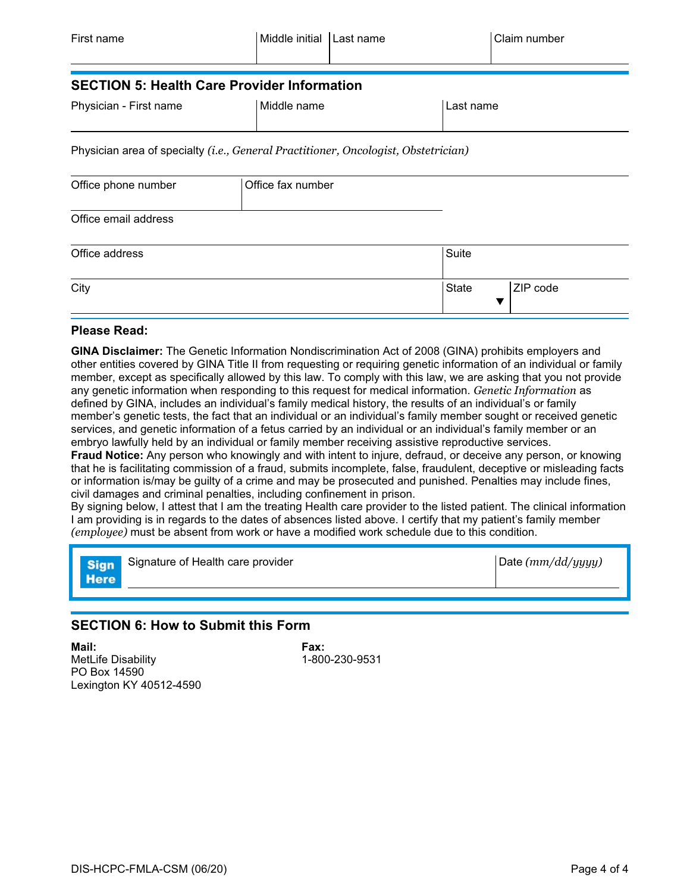| First name | Middle initial | Last name | Claim number |
|---|---|---|---|
| | | | |

## SECTION 5: Health Care Provider Information

| Physician - First name | Middle name | Last name |
|---|---|---|
| | | |

Physician area of specialty *(i.e., General Practitioner, Oncologist, Obstetrician)*

| Office phone number | Office fax number |
|---|---|
| | |

Office email address

| Office address | Suite |
|---|---|
| | |

| City | State | ZIP code |
|---|---|---|
| | | |

**Please Read:**

**GINA Disclaimer:** The Genetic Information Nondiscrimination Act of 2008 (GINA) prohibits employers and other entities covered by GINA Title II from requesting or requiring genetic information of an individual or family member, except as specifically allowed by this law. To comply with this law, we are asking that you not provide any genetic information when responding to this request for medical information. *Genetic Information* as defined by GINA, includes an individual's family medical history, the results of an individual's or family member's genetic tests, the fact that an individual or an individual's family member sought or received genetic services, and genetic information of a fetus carried by an individual or an individual's family member or an embryo lawfully held by an individual or family member receiving assistive reproductive services.

**Fraud Notice:** Any person who knowingly and with intent to injure, defraud, or deceive any person, or knowing that he is facilitating commission of a fraud, submits incomplete, false, fraudulent, deceptive or misleading facts or information is/may be guilty of a crime and may be prosecuted and punished. Penalties may include fines, civil damages and criminal penalties, including confinement in prison.

By signing below, I attest that I am the treating Health care provider to the listed patient. The clinical information I am providing is in regards to the dates of absences listed above. I certify that my patient's family member *(employee)* must be absent from work or have a modified work schedule due to this condition.

**Sign Here**

| Signature of Health care provider | Date *(mm/dd/yyyy)* |
|---|---|
| | |

## SECTION 6: How to Submit this Form

**Mail:**
MetLife Disability
PO Box 14590
Lexington KY 40512-4590

**Fax:**
1-800-230-9531

DIS-HCPC-FMLA-CSM (06/20)